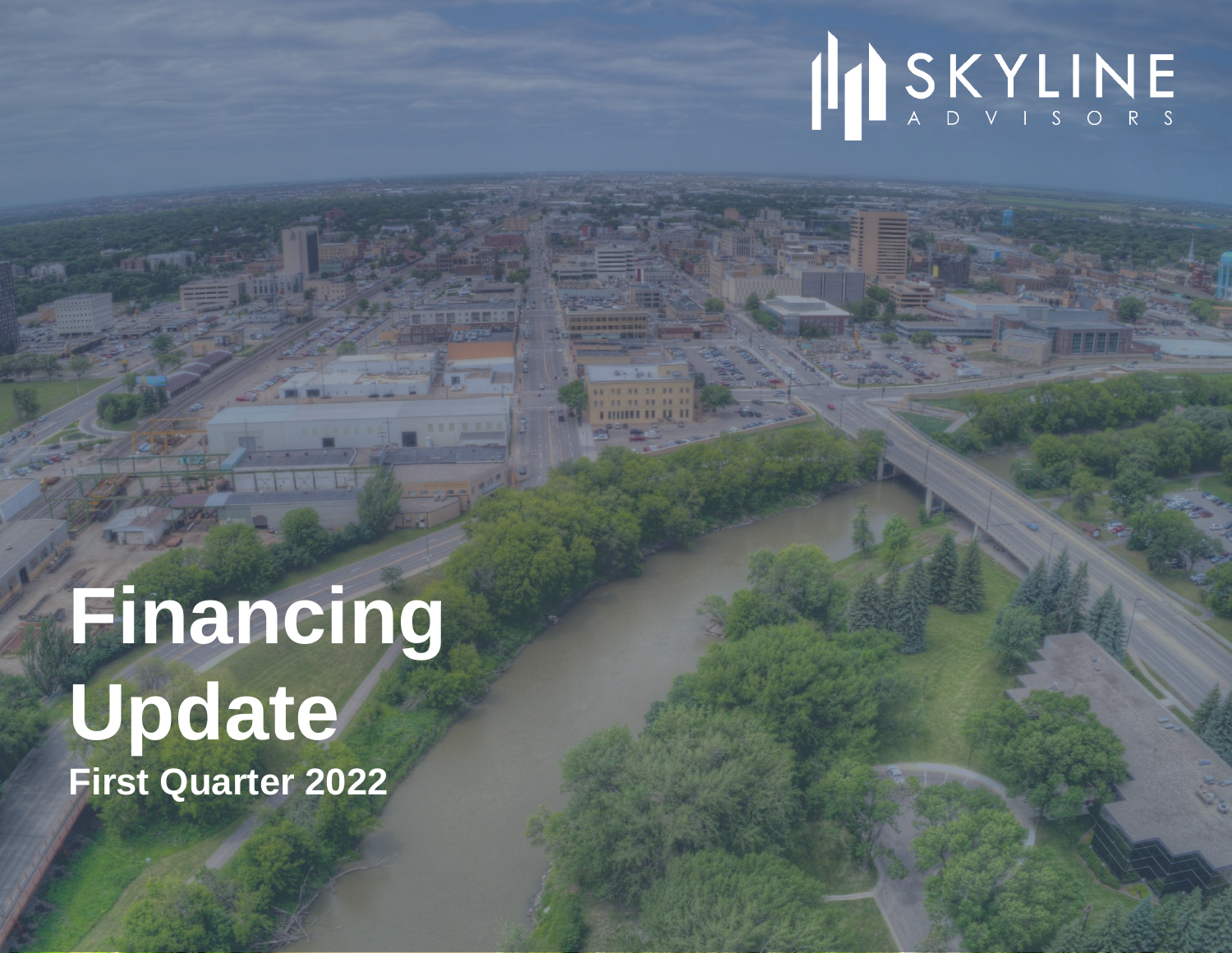SKYLINE
ADVISORS

# Financing Update

**First Quarter 2022**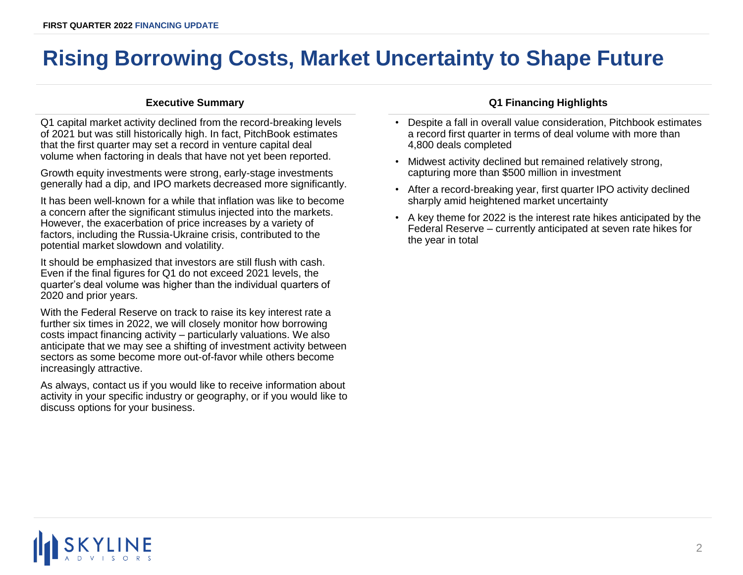# Rising Borrowing Costs, Market Uncertainty to Shape Future

### Executive Summary

Q1 capital market activity declined from the record-breaking levels of 2021 but was still historically high. In fact, PitchBook estimates that the first quarter may set a record in venture capital deal volume when factoring in deals that have not yet been reported.

Growth equity investments were strong, early-stage investments generally had a dip, and IPO markets decreased more significantly.

It has been well-known for a while that inflation was like to become a concern after the significant stimulus injected into the markets. However, the exacerbation of price increases by a variety of factors, including the Russia-Ukraine crisis, contributed to the potential market slowdown and volatility.

It should be emphasized that investors are still flush with cash. Even if the final figures for Q1 do not exceed 2021 levels, the quarter's deal volume was higher than the individual quarters of 2020 and prior years.

With the Federal Reserve on track to raise its key interest rate a further six times in 2022, we will closely monitor how borrowing costs impact financing activity – particularly valuations. We also anticipate that we may see a shifting of investment activity between sectors as some become more out-of-favor while others become increasingly attractive.

As always, contact us if you would like to receive information about activity in your specific industry or geography, or if you would like to discuss options for your business.

### Q1 Financing Highlights

- Despite a fall in overall value consideration, Pitchbook estimates a record first quarter in terms of deal volume with more than 4,800 deals completed
- Midwest activity declined but remained relatively strong, capturing more than $500 million in investment
- After a record-breaking year, first quarter IPO activity declined sharply amid heightened market uncertainty
- A key theme for 2022 is the interest rate hikes anticipated by the Federal Reserve – currently anticipated at seven rate hikes for the year in total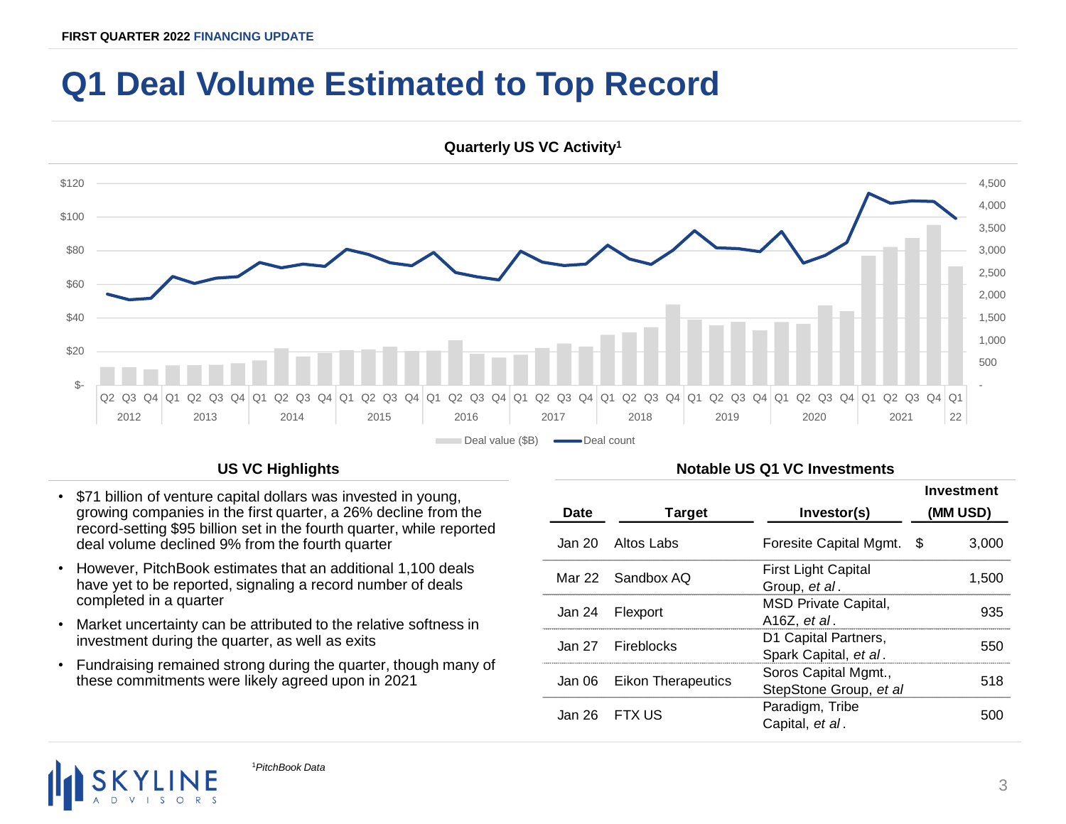# Q1 Deal Volume Estimated to Top Record

**Quarterly US VC Activity[1]**

## US VC Highlights

- $71 billion of venture capital dollars was invested in young, growing companies in the first quarter, a 26% decline from the record-setting $95 billion set in the fourth quarter, while reported deal volume declined 9% from the fourth quarter
- However, PitchBook estimates that an additional 1,100 deals have yet to be reported, signaling a record number of deals completed in a quarter
- Market uncertainty can be attributed to the relative softness in investment during the quarter, as well as exits
- Fundraising remained strong during the quarter, though many of these commitments were likely agreed upon in 2021

## Notable US Q1 VC Investments

| Date | Target | Investor(s) | Investment (MM USD) |
|---|---|---|---|
| Jan 20 | Altos Labs | Foresite Capital Mgmt. | $ 3,000 |
| Mar 22 | Sandbox AQ | First Light Capital Group, *et al*. | 1,500 |
| Jan 24 | Flexport | MSD Private Capital, A16Z, *et al*. | 935 |
| Jan 27 | Fireblocks | D1 Capital Partners, Spark Capital, *et al*. | 550 |
| Jan 06 | Eikon Therapeutics | Soros Capital Mgmt., StepStone Group, *et al* | 518 |
| Jan 26 | FTX US | Paradigm, Tribe Capital, *et al*. | 500 |

[1]*PitchBook Data*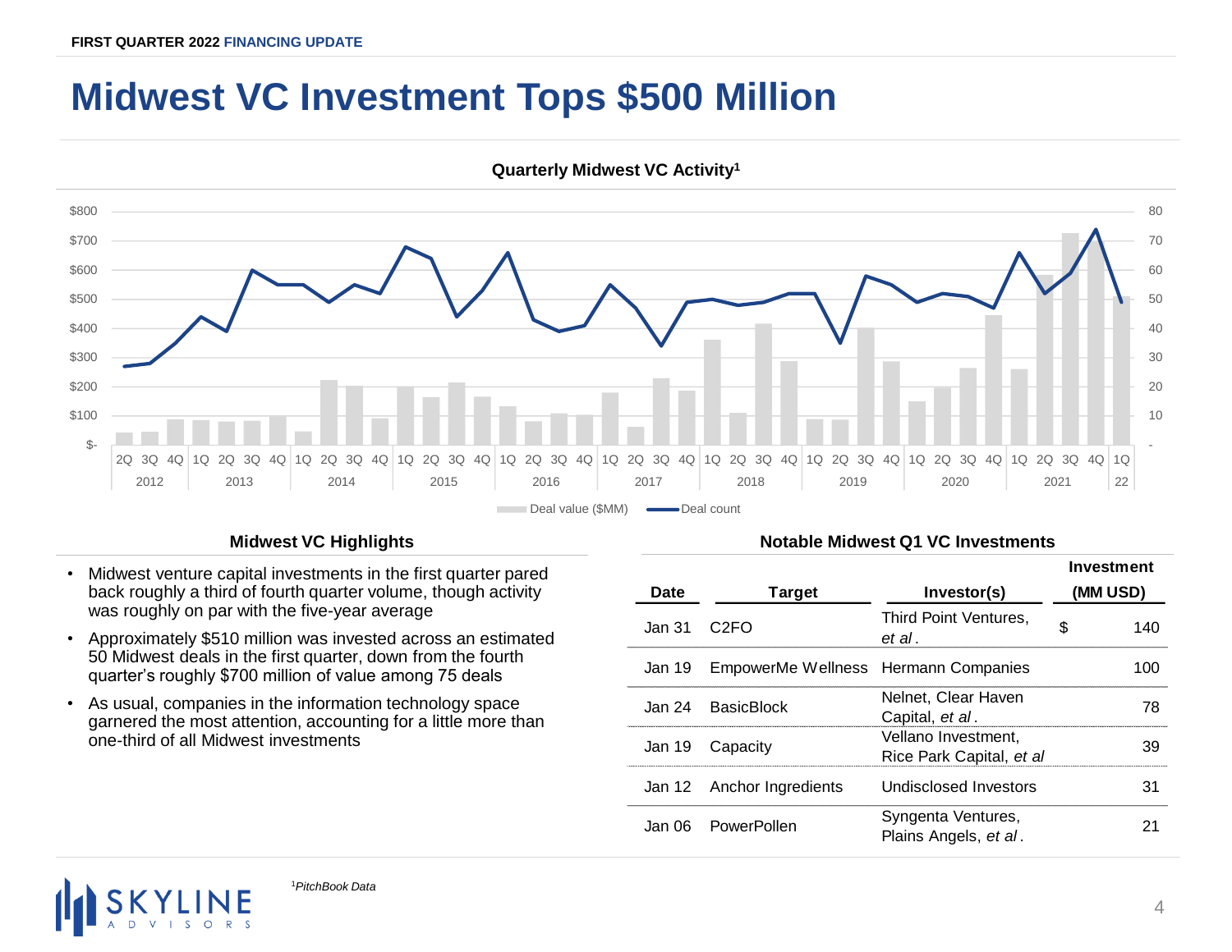# Midwest VC Investment Tops $500 Million

**Quarterly Midwest VC Activity[1]**

## Midwest VC Highlights

- Midwest venture capital investments in the first quarter pared back roughly a third of fourth quarter volume, though activity was roughly on par with the five-year average
- Approximately $510 million was invested across an estimated 50 Midwest deals in the first quarter, down from the fourth quarter's roughly $700 million of value among 75 deals
- As usual, companies in the information technology space garnered the most attention, accounting for a little more than one-third of all Midwest investments

## Notable Midwest Q1 VC Investments

| Date | Target | Investor(s) | Investment (MM USD) |
|---|---|---|---|
| Jan 31 | C2FO | Third Point Ventures, *et al*. | $ 140 |
| Jan 19 | EmpowerMe Wellness | Hermann Companies | 100 |
| Jan 24 | BasicBlock | Nelnet, Clear Haven Capital, *et al*. | 78 |
| Jan 19 | Capacity | Vellano Investment, Rice Park Capital, *et al* | 39 |
| Jan 12 | Anchor Ingredients | Undisclosed Investors | 31 |
| Jan 06 | PowerPollen | Syngenta Ventures, Plains Angels, *et al*. | 21 |

[1]*PitchBook Data*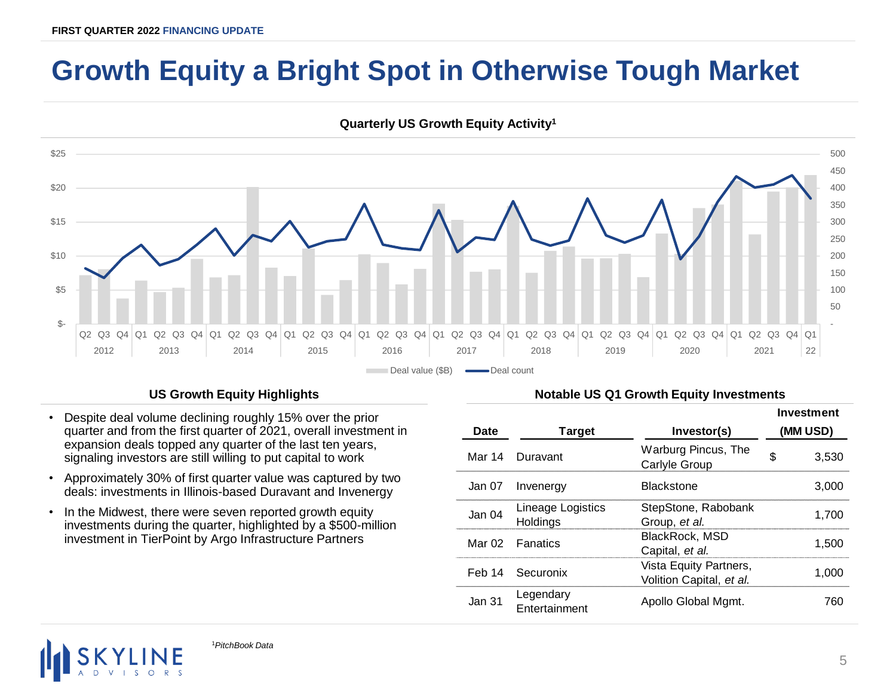# Growth Equity a Bright Spot in Otherwise Tough Market

**Quarterly US Growth Equity Activity[1]**

## US Growth Equity Highlights

- Despite deal volume declining roughly 15% over the prior quarter and from the first quarter of 2021, overall investment in expansion deals topped any quarter of the last ten years, signaling investors are still willing to put capital to work
- Approximately 30% of first quarter value was captured by two deals: investments in Illinois-based Duravant and Invenergy
- In the Midwest, there were seven reported growth equity investments during the quarter, highlighted by a $500-million investment in TierPoint by Argo Infrastructure Partners

## Notable US Q1 Growth Equity Investments

| Date | Target | Investor(s) | Investment (MM USD) |
|---|---|---|---|
| Mar 14 | Duravant | Warburg Pincus, The Carlyle Group | $ 3,530 |
| Jan 07 | Invenergy | Blackstone | 3,000 |
| Jan 04 | Lineage Logistics Holdings | StepStone, Rabobank Group, *et al.* | 1,700 |
| Mar 02 | Fanatics | BlackRock, MSD Capital, *et al.* | 1,500 |
| Feb 14 | Securonix | Vista Equity Partners, Volition Capital, *et al.* | 1,000 |
| Jan 31 | Legendary Entertainment | Apollo Global Mgmt. | 760 |

[1]*PitchBook Data*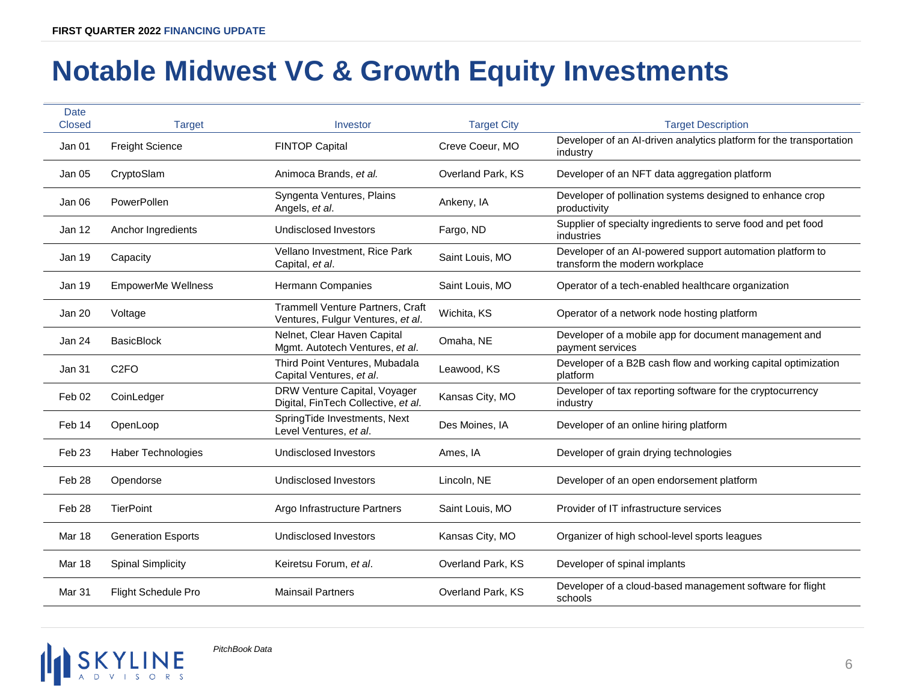# Notable Midwest VC & Growth Equity Investments

| Date Closed | Target | Investor | Target City | Target Description |
|---|---|---|---|---|
| Jan 01 | Freight Science | FINTOP Capital | Creve Coeur, MO | Developer of an AI-driven analytics platform for the transportation industry |
| Jan 05 | CryptoSlam | Animoca Brands, *et al.* | Overland Park, KS | Developer of an NFT data aggregation platform |
| Jan 06 | PowerPollen | Syngenta Ventures, Plains Angels, *et al*. | Ankeny, IA | Developer of pollination systems designed to enhance crop productivity |
| Jan 12 | Anchor Ingredients | Undisclosed Investors | Fargo, ND | Supplier of specialty ingredients to serve food and pet food industries |
| Jan 19 | Capacity | Vellano Investment, Rice Park Capital, *et al*. | Saint Louis, MO | Developer of an AI-powered support automation platform to transform the modern workplace |
| Jan 19 | EmpowerMe Wellness | Hermann Companies | Saint Louis, MO | Operator of a tech-enabled healthcare organization |
| Jan 20 | Voltage | Trammell Venture Partners, Craft Ventures, Fulgur Ventures, *et al*. | Wichita, KS | Operator of a network node hosting platform |
| Jan 24 | BasicBlock | Nelnet, Clear Haven Capital Mgmt. Autotech Ventures, *et al*. | Omaha, NE | Developer of a mobile app for document management and payment services |
| Jan 31 | C2FO | Third Point Ventures, Mubadala Capital Ventures, *et al*. | Leawood, KS | Developer of a B2B cash flow and working capital optimization platform |
| Feb 02 | CoinLedger | DRW Venture Capital, Voyager Digital, FinTech Collective, *et al*. | Kansas City, MO | Developer of tax reporting software for the cryptocurrency industry |
| Feb 14 | OpenLoop | SpringTide Investments, Next Level Ventures, *et al*. | Des Moines, IA | Developer of an online hiring platform |
| Feb 23 | Haber Technologies | Undisclosed Investors | Ames, IA | Developer of grain drying technologies |
| Feb 28 | Opendorse | Undisclosed Investors | Lincoln, NE | Developer of an open endorsement platform |
| Feb 28 | TierPoint | Argo Infrastructure Partners | Saint Louis, MO | Provider of IT infrastructure services |
| Mar 18 | Generation Esports | Undisclosed Investors | Kansas City, MO | Organizer of high school-level sports leagues |
| Mar 18 | Spinal Simplicity | Keiretsu Forum, *et al*. | Overland Park, KS | Developer of spinal implants |
| Mar 31 | Flight Schedule Pro | Mainsail Partners | Overland Park, KS | Developer of a cloud-based management software for flight schools |

*PitchBook Data*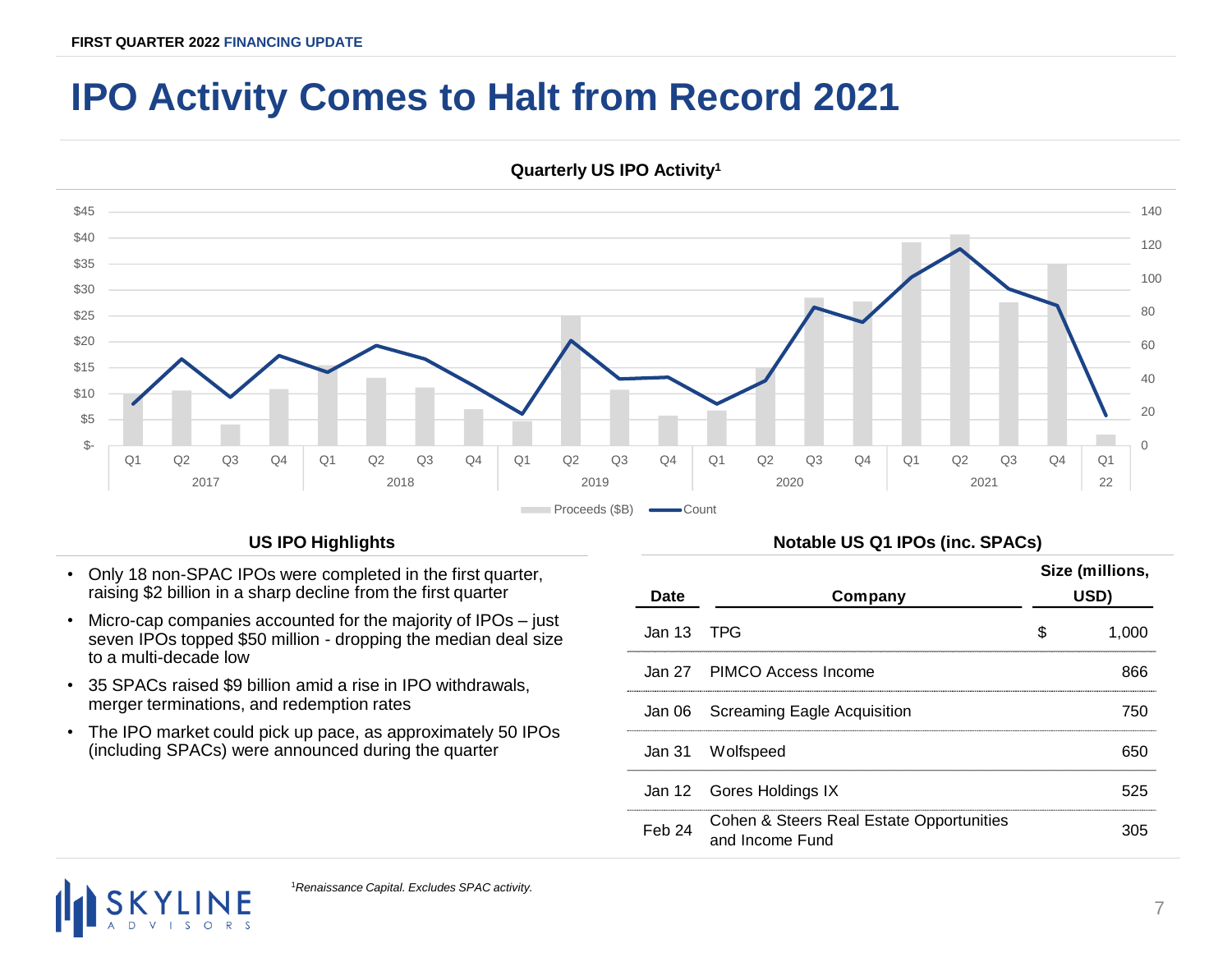# IPO Activity Comes to Halt from Record 2021

**Quarterly US IPO Activity[1]**

## US IPO Highlights

- Only 18 non-SPAC IPOs were completed in the first quarter, raising $2 billion in a sharp decline from the first quarter
- Micro-cap companies accounted for the majority of IPOs – just seven IPOs topped $50 million - dropping the median deal size to a multi-decade low
- 35 SPACs raised $9 billion amid a rise in IPO withdrawals, merger terminations, and redemption rates
- The IPO market could pick up pace, as approximately 50 IPOs (including SPACs) were announced during the quarter

## Notable US Q1 IPOs (inc. SPACs)

| Date | Company | Size (millions, USD) |
|---|---|---|
| Jan 13 | TPG | $ 1,000 |
| Jan 27 | PIMCO Access Income | 866 |
| Jan 06 | Screaming Eagle Acquisition | 750 |
| Jan 31 | Wolfspeed | 650 |
| Jan 12 | Gores Holdings IX | 525 |
| Feb 24 | Cohen & Steers Real Estate Opportunities and Income Fund | 305 |

[1]*Renaissance Capital. Excludes SPAC activity.*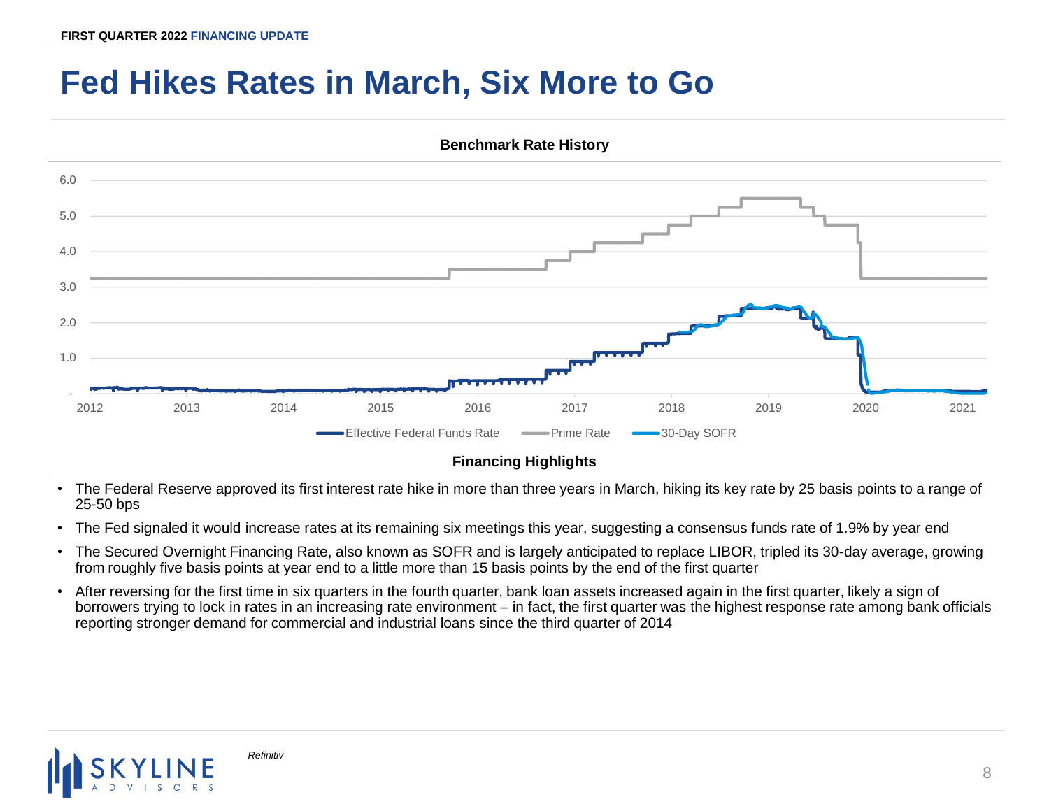# Fed Hikes Rates in March, Six More to Go

**Benchmark Rate History**

**Financing Highlights**

- The Federal Reserve approved its first interest rate hike in more than three years in March, hiking its key rate by 25 basis points to a range of 25-50 bps
- The Fed signaled it would increase rates at its remaining six meetings this year, suggesting a consensus funds rate of 1.9% by year end
- The Secured Overnight Financing Rate, also known as SOFR and is largely anticipated to replace LIBOR, tripled its 30-day average, growing from roughly five basis points at year end to a little more than 15 basis points by the end of the first quarter
- After reversing for the first time in six quarters in the fourth quarter, bank loan assets increased again in the first quarter, likely a sign of borrowers trying to lock in rates in an increasing rate environment – in fact, the first quarter was the highest response rate among bank officials reporting stronger demand for commercial and industrial loans since the third quarter of 2014

*Refinitiv*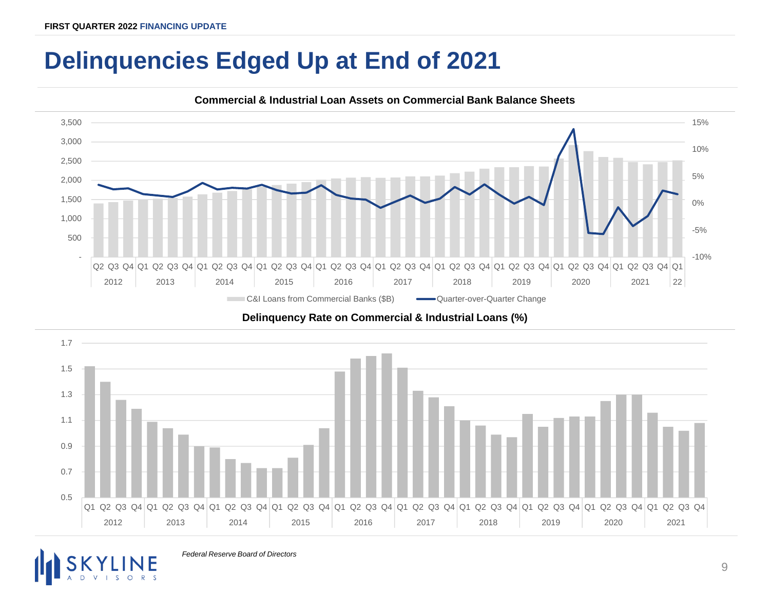# Delinquencies Edged Up at End of 2021

**Commercial & Industrial Loan Assets on Commercial Bank Balance Sheets**

C&I Loans from Commercial Banks ($B) | Quarter-over-Quarter Change

**Delinquency Rate on Commercial & Industrial Loans (%)**

*Federal Reserve Board of Directors*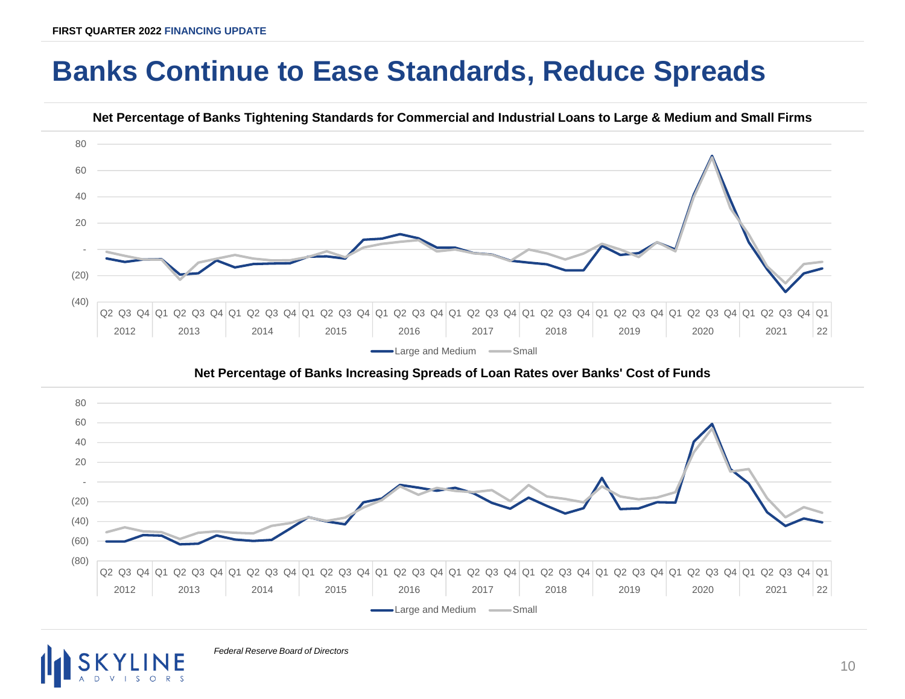# Banks Continue to Ease Standards, Reduce Spreads

**Net Percentage of Banks Tightening Standards for Commercial and Industrial Loans to Large & Medium and Small Firms**

**Net Percentage of Banks Increasing Spreads of Loan Rates over Banks' Cost of Funds**

*Federal Reserve Board of Directors*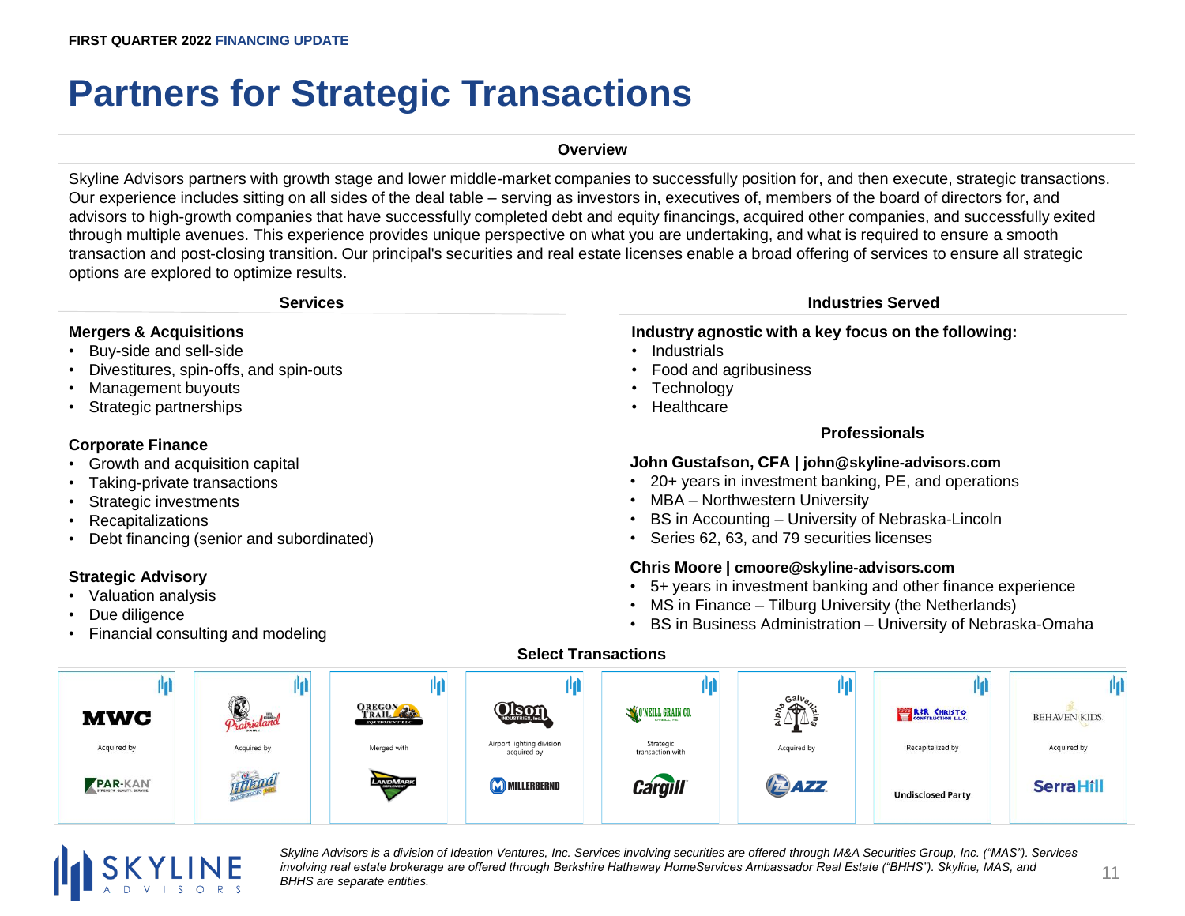# Partners for Strategic Transactions

## Overview

Skyline Advisors partners with growth stage and lower middle-market companies to successfully position for, and then execute, strategic transactions. Our experience includes sitting on all sides of the deal table – serving as investors in, executives of, members of the board of directors for, and advisors to high-growth companies that have successfully completed debt and equity financings, acquired other companies, and successfully exited through multiple avenues. This experience provides unique perspective on what you are undertaking, and what is required to ensure a smooth transaction and post-closing transition. Our principal's securities and real estate licenses enable a broad offering of services to ensure all strategic options are explored to optimize results.

## Services

**Mergers & Acquisitions**
- Buy-side and sell-side
- Divestitures, spin-offs, and spin-outs
- Management buyouts
- Strategic partnerships

**Corporate Finance**
- Growth and acquisition capital
- Taking-private transactions
- Strategic investments
- Recapitalizations
- Debt financing (senior and subordinated)

**Strategic Advisory**
- Valuation analysis
- Due diligence
- Financial consulting and modeling

## Industries Served

**Industry agnostic with a key focus on the following:**
- Industrials
- Food and agribusiness
- Technology
- Healthcare

## Professionals

**John Gustafson, CFA | john@skyline-advisors.com**
- 20+ years in investment banking, PE, and operations
- MBA – Northwestern University
- BS in Accounting – University of Nebraska-Lincoln
- Series 62, 63, and 79 securities licenses

**Chris Moore | cmoore@skyline-advisors.com**
- 5+ years in investment banking and other finance experience
- MS in Finance – Tilburg University (the Netherlands)
- BS in Business Administration – University of Nebraska-Omaha

## Select Transactions

| Company | Transaction | Counterparty |
| --- | --- | --- |
| MWC | Acquired by | PAR-KAN |
| Prairieland Dairy | Acquired by | Hiland Dairy |
| Oregon Trail Equipment LLC | Merged with | LandMark Implement |
| Olson Industries, Inc. | Airport lighting division acquired by | Millerbernd |
| O'Neill Grain Co. | Strategic transaction with | Cargill |
| Alpha Galvanizing | Acquired by | AZZ |
| R&R Christo Construction L.L.C. | Recapitalized by | Undisclosed Party |
| Behaven Kids | Acquired by | SerraHill |

*Skyline Advisors is a division of Ideation Ventures, Inc. Services involving securities are offered through M&A Securities Group, Inc. ("MAS"). Services involving real estate brokerage are offered through Berkshire Hathaway HomeServices Ambassador Real Estate ("BHHS"). Skyline, MAS, and BHHS are separate entities.*